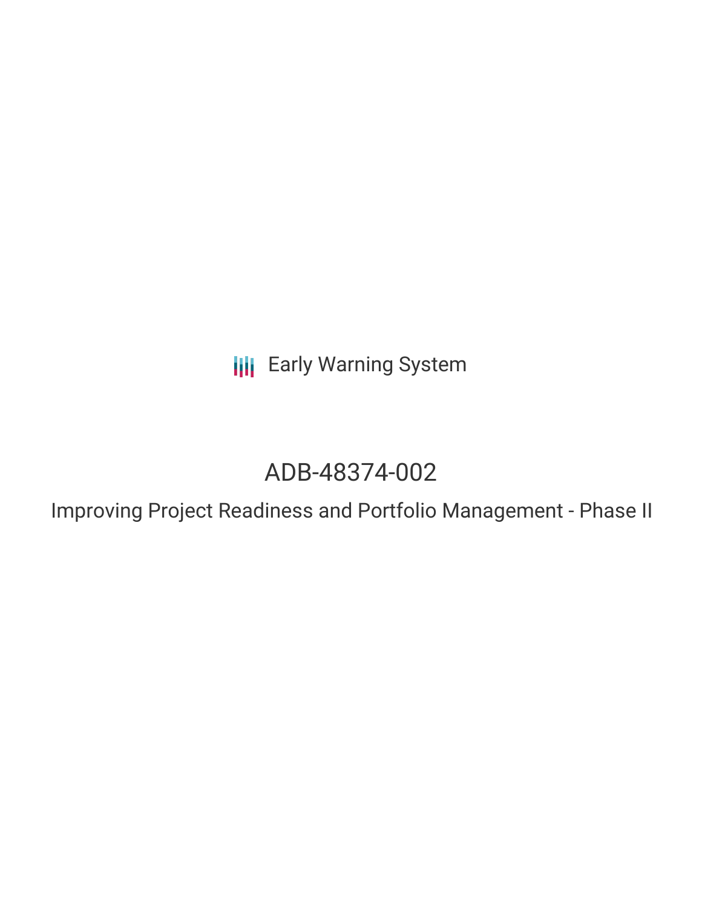Early Warning System

# ADB-48374-002

## Improving Project Readiness and Portfolio Management - Phase II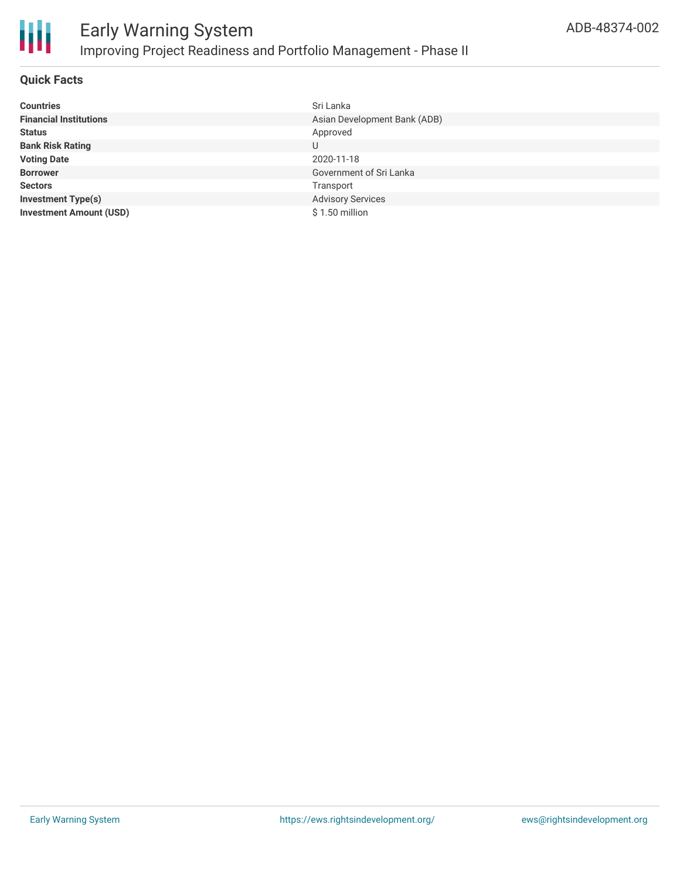# Early Warning System

## Improving Project Readiness and Portfolio Management - Phase II

ADB-48374-002

### Quick Facts

| | |
|---|---|
| **Countries** | Sri Lanka |
| **Financial Institutions** | Asian Development Bank (ADB) |
| **Status** | Approved |
| **Bank Risk Rating** | U |
| **Voting Date** | 2020-11-18 |
| **Borrower** | Government of Sri Lanka |
| **Sectors** | Transport |
| **Investment Type(s)** | Advisory Services |
| **Investment Amount (USD)** | $ 1.50 million |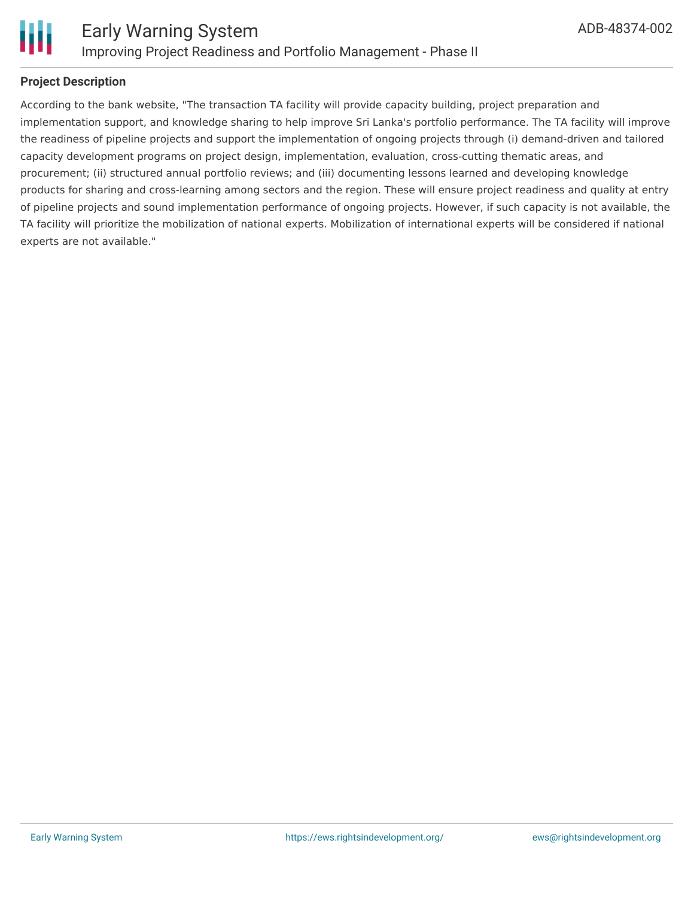**Project Description**

According to the bank website, "The transaction TA facility will provide capacity building, project preparation and implementation support, and knowledge sharing to help improve Sri Lanka's portfolio performance. The TA facility will improve the readiness of pipeline projects and support the implementation of ongoing projects through (i) demand-driven and tailored capacity development programs on project design, implementation, evaluation, cross-cutting thematic areas, and procurement; (ii) structured annual portfolio reviews; and (iii) documenting lessons learned and developing knowledge products for sharing and cross-learning among sectors and the region. These will ensure project readiness and quality at entry of pipeline projects and sound implementation performance of ongoing projects. However, if such capacity is not available, the TA facility will prioritize the mobilization of national experts. Mobilization of international experts will be considered if national experts are not available."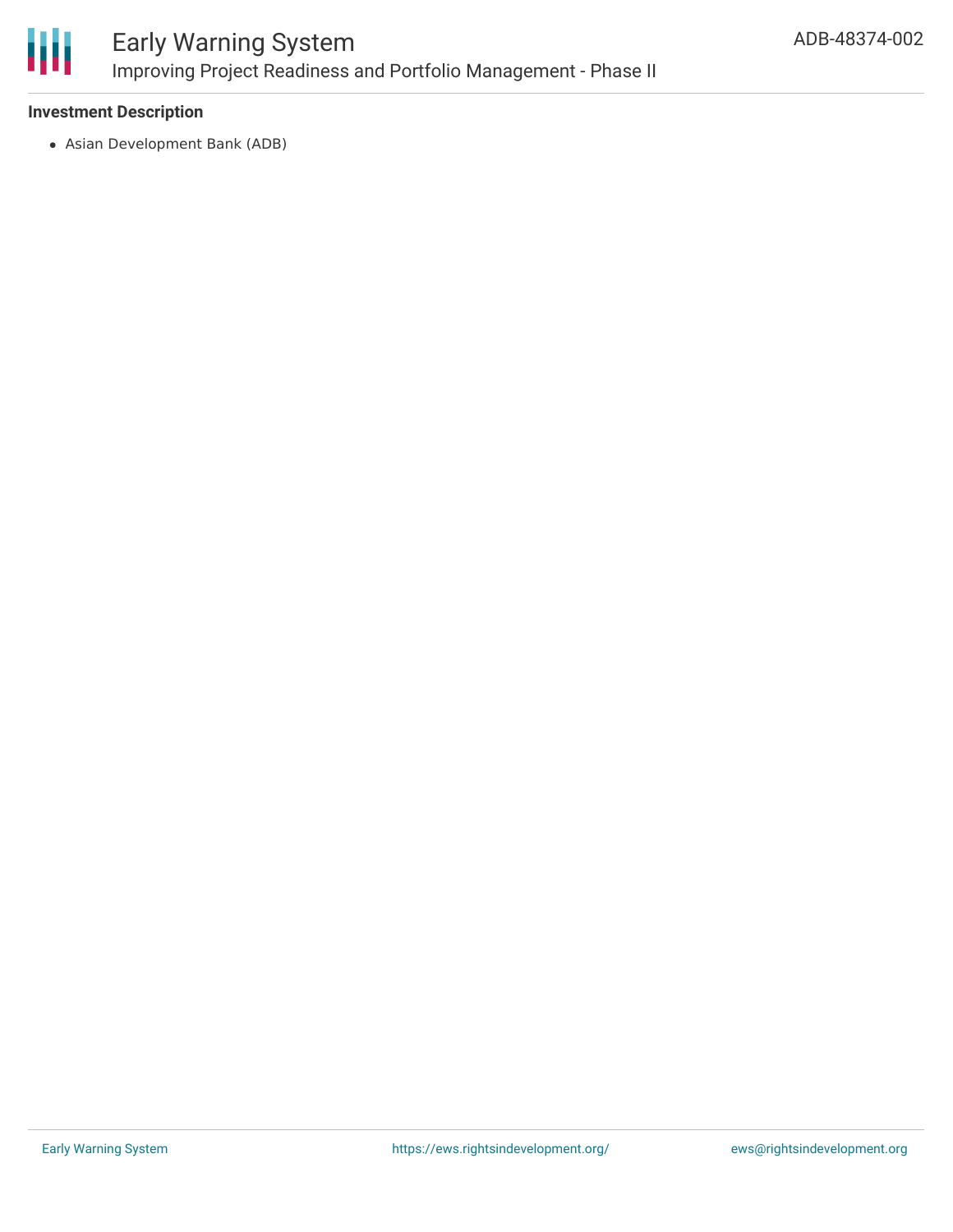**Investment Description**

- Asian Development Bank (ADB)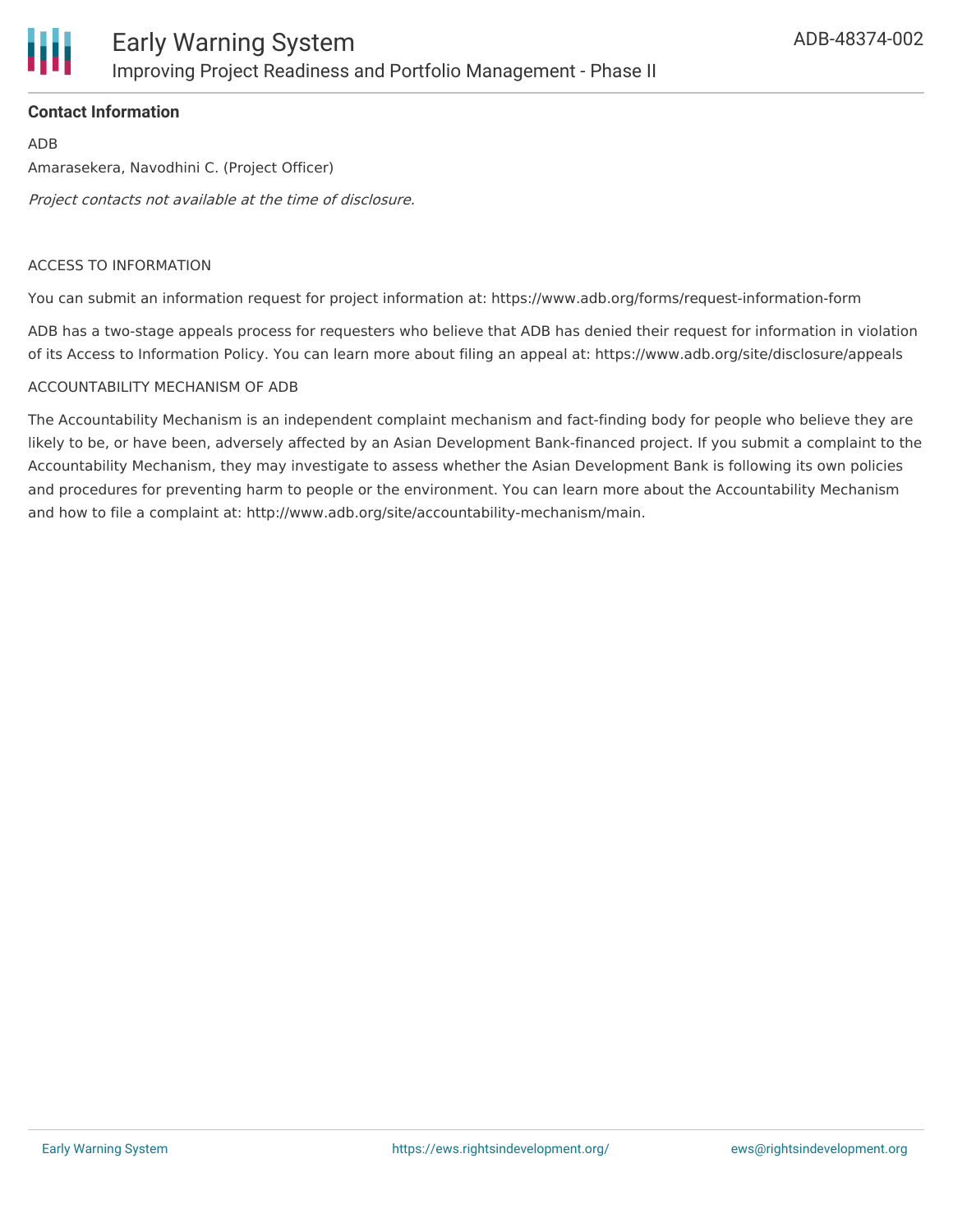**Contact Information**

ADB

Amarasekera, Navodhini C. (Project Officer)

*Project contacts not available at the time of disclosure.*

ACCESS TO INFORMATION

You can submit an information request for project information at: https://www.adb.org/forms/request-information-form

ADB has a two-stage appeals process for requesters who believe that ADB has denied their request for information in violation of its Access to Information Policy. You can learn more about filing an appeal at: https://www.adb.org/site/disclosure/appeals

ACCOUNTABILITY MECHANISM OF ADB

The Accountability Mechanism is an independent complaint mechanism and fact-finding body for people who believe they are likely to be, or have been, adversely affected by an Asian Development Bank-financed project. If you submit a complaint to the Accountability Mechanism, they may investigate to assess whether the Asian Development Bank is following its own policies and procedures for preventing harm to people or the environment. You can learn more about the Accountability Mechanism and how to file a complaint at: http://www.adb.org/site/accountability-mechanism/main.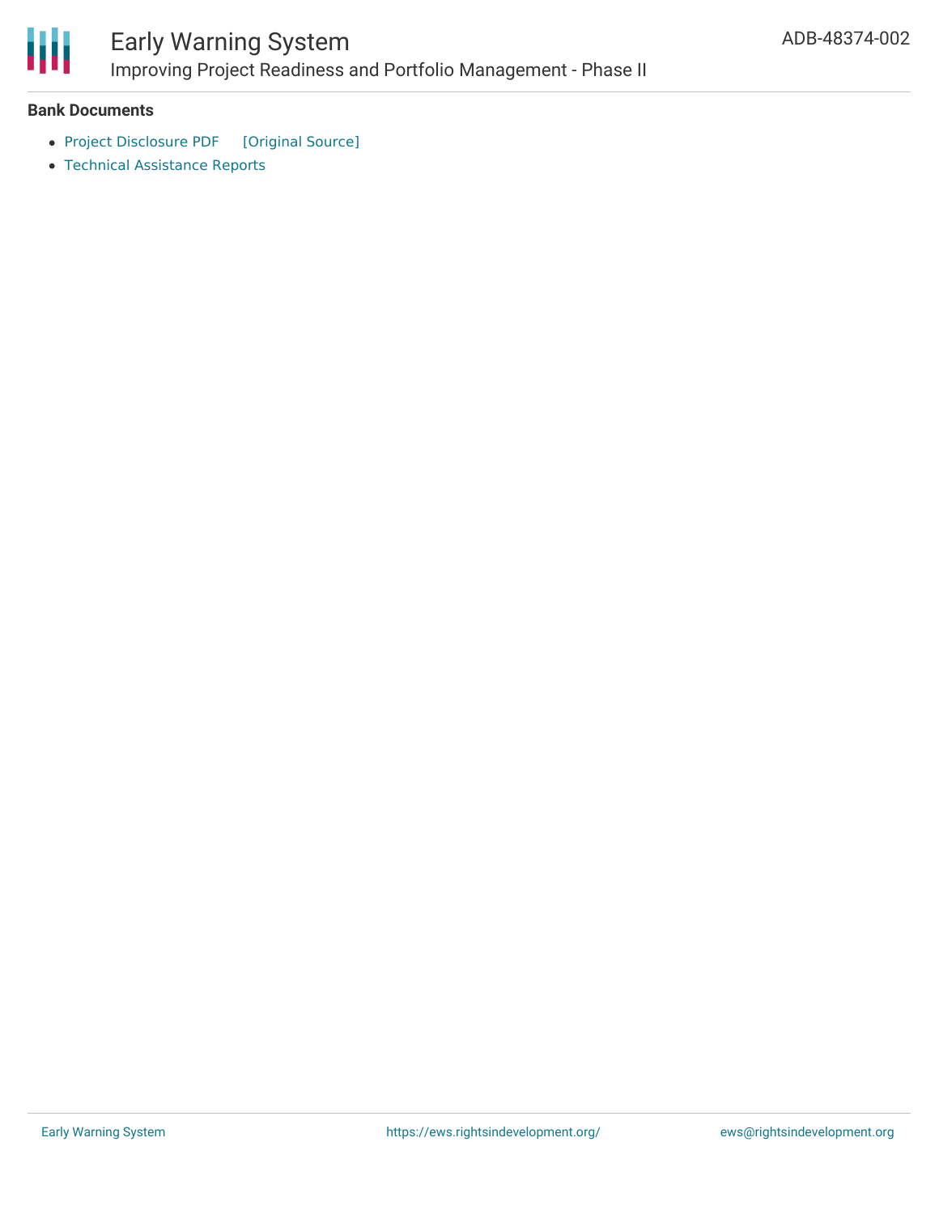**Bank Documents**

- Project Disclosure PDF [Original Source]
- Technical Assistance Reports